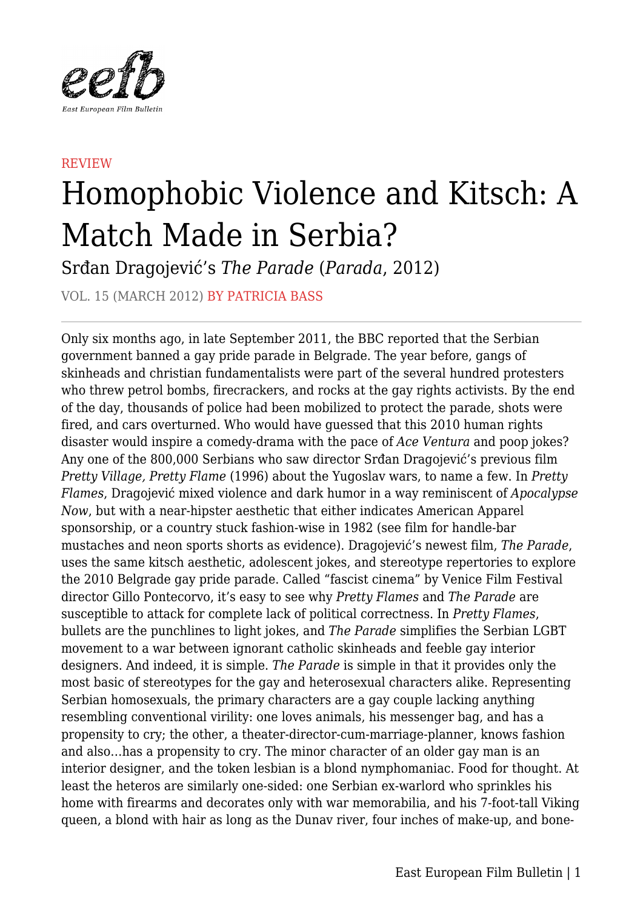REVIEW

# Homophobic Violence and Kitsch: A Match Made in Serbia?

## Srđan Dragojević's *The Parade* (*Parada*, 2012)

VOL. 15 (MARCH 2012) BY PATRICIA BASS

Only six months ago, in late September 2011, the BBC reported that the Serbian government banned a gay pride parade in Belgrade. The year before, gangs of skinheads and christian fundamentalists were part of the several hundred protesters who threw petrol bombs, firecrackers, and rocks at the gay rights activists. By the end of the day, thousands of police had been mobilized to protect the parade, shots were fired, and cars overturned. Who would have guessed that this 2010 human rights disaster would inspire a comedy-drama with the pace of *Ace Ventura* and poop jokes? Any one of the 800,000 Serbians who saw director Srđan Dragojević's previous film *Pretty Village, Pretty Flame* (1996) about the Yugoslav wars, to name a few. In *Pretty Flames*, Dragojević mixed violence and dark humor in a way reminiscent of *Apocalypse Now*, but with a near-hipster aesthetic that either indicates American Apparel sponsorship, or a country stuck fashion-wise in 1982 (see film for handle-bar mustaches and neon sports shorts as evidence). Dragojević's newest film, *The Parade*, uses the same kitsch aesthetic, adolescent jokes, and stereotype repertories to explore the 2010 Belgrade gay pride parade. Called "fascist cinema" by Venice Film Festival director Gillo Pontecorvo, it's easy to see why *Pretty Flames* and *The Parade* are susceptible to attack for complete lack of political correctness. In *Pretty Flames*, bullets are the punchlines to light jokes, and *The Parade* simplifies the Serbian LGBT movement to a war between ignorant catholic skinheads and feeble gay interior designers. And indeed, it is simple. *The Parade* is simple in that it provides only the most basic of stereotypes for the gay and heterosexual characters alike. Representing Serbian homosexuals, the primary characters are a gay couple lacking anything resembling conventional virility: one loves animals, his messenger bag, and has a propensity to cry; the other, a theater-director-cum-marriage-planner, knows fashion and also…has a propensity to cry. The minor character of an older gay man is an interior designer, and the token lesbian is a blond nymphomaniac. Food for thought. At least the heteros are similarly one-sided: one Serbian ex-warlord who sprinkles his home with firearms and decorates only with war memorabilia, and his 7-foot-tall Viking queen, a blond with hair as long as the Dunav river, four inches of make-up, and bone-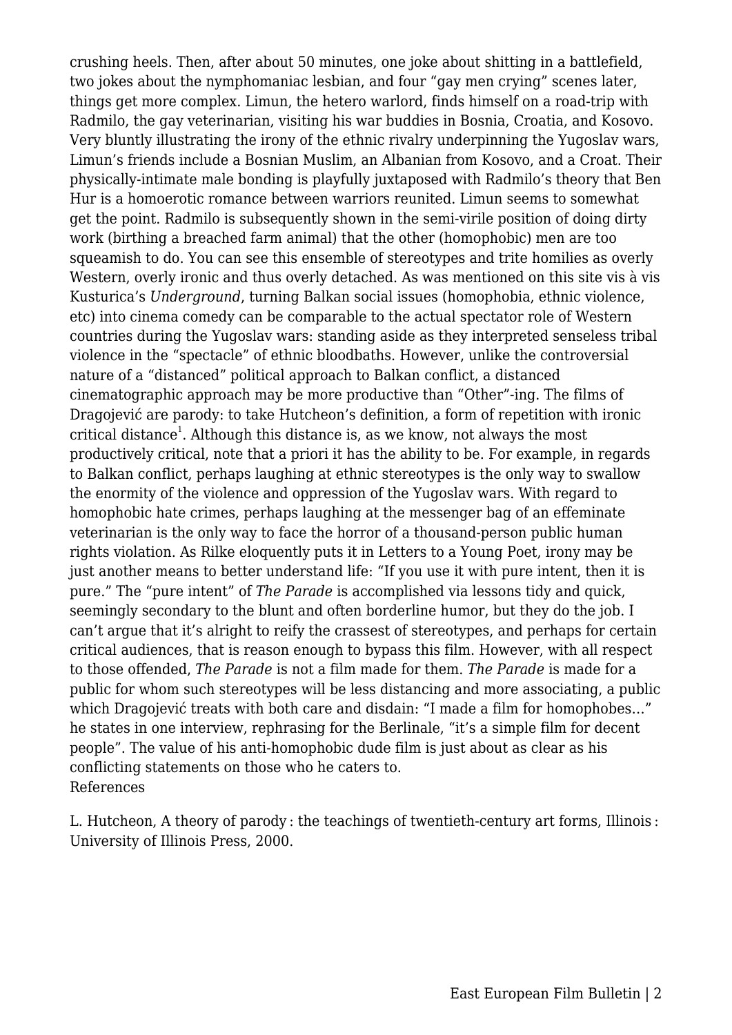crushing heels. Then, after about 50 minutes, one joke about shitting in a battlefield, two jokes about the nymphomaniac lesbian, and four "gay men crying" scenes later, things get more complex. Limun, the hetero warlord, finds himself on a road-trip with Radmilo, the gay veterinarian, visiting his war buddies in Bosnia, Croatia, and Kosovo. Very bluntly illustrating the irony of the ethnic rivalry underpinning the Yugoslav wars, Limun's friends include a Bosnian Muslim, an Albanian from Kosovo, and a Croat. Their physically-intimate male bonding is playfully juxtaposed with Radmilo's theory that Ben Hur is a homoerotic romance between warriors reunited. Limun seems to somewhat get the point. Radmilo is subsequently shown in the semi-virile position of doing dirty work (birthing a breached farm animal) that the other (homophobic) men are too squeamish to do. You can see this ensemble of stereotypes and trite homilies as overly Western, overly ironic and thus overly detached. As was mentioned on this site vis à vis Kusturica's *Underground*, turning Balkan social issues (homophobia, ethnic violence, etc) into cinema comedy can be comparable to the actual spectator role of Western countries during the Yugoslav wars: standing aside as they interpreted senseless tribal violence in the "spectacle" of ethnic bloodbaths. However, unlike the controversial nature of a "distanced" political approach to Balkan conflict, a distanced cinematographic approach may be more productive than "Other"-ing. The films of Dragojević are parody: to take Hutcheon's definition, a form of repetition with ironic critical distance[1]. Although this distance is, as we know, not always the most productively critical, note that a priori it has the ability to be. For example, in regards to Balkan conflict, perhaps laughing at ethnic stereotypes is the only way to swallow the enormity of the violence and oppression of the Yugoslav wars. With regard to homophobic hate crimes, perhaps laughing at the messenger bag of an effeminate veterinarian is the only way to face the horror of a thousand-person public human rights violation. As Rilke eloquently puts it in Letters to a Young Poet, irony may be just another means to better understand life: "If you use it with pure intent, then it is pure." The "pure intent" of *The Parade* is accomplished via lessons tidy and quick, seemingly secondary to the blunt and often borderline humor, but they do the job. I can't argue that it's alright to reify the crassest of stereotypes, and perhaps for certain critical audiences, that is reason enough to bypass this film. However, with all respect to those offended, *The Parade* is not a film made for them. *The Parade* is made for a public for whom such stereotypes will be less distancing and more associating, a public which Dragojević treats with both care and disdain: "I made a film for homophobes…" he states in one interview, rephrasing for the Berlinale, "it's a simple film for decent people". The value of his anti-homophobic dude film is just about as clear as his conflicting statements on those who he caters to.

References

L. Hutcheon, A theory of parody : the teachings of twentieth-century art forms, Illinois : University of Illinois Press, 2000.